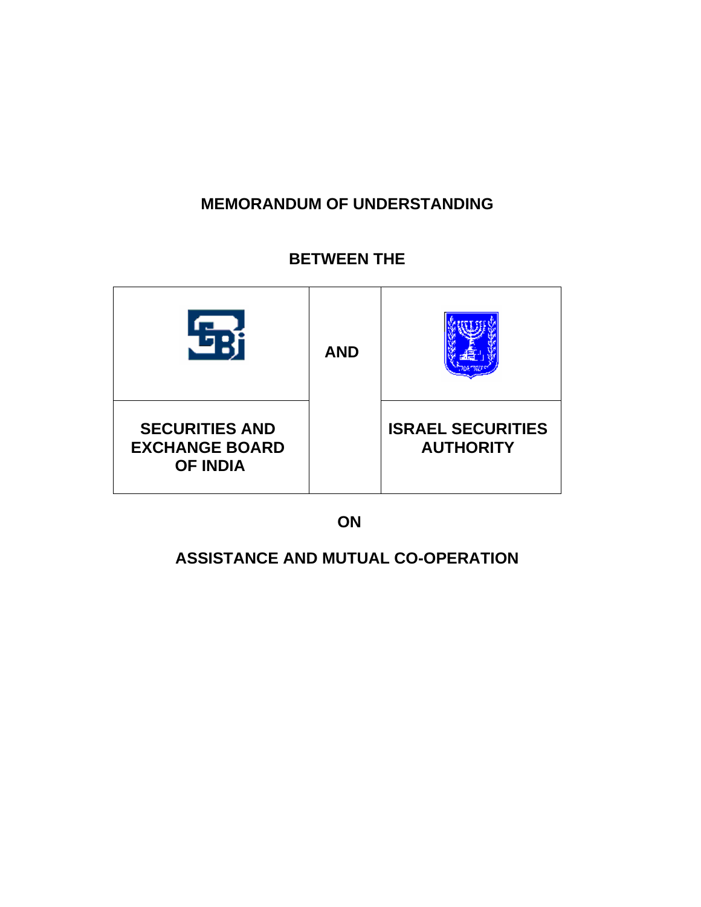# MEMORANDUM OF UNDERSTANDING

## BETWEEN THE

| | | |
|---|---|---|
| | **AND** | |
| **SECURITIES AND EXCHANGE BOARD OF INDIA** | | **ISRAEL SECURITIES AUTHORITY** |

## ON

## ASSISTANCE AND MUTUAL CO-OPERATION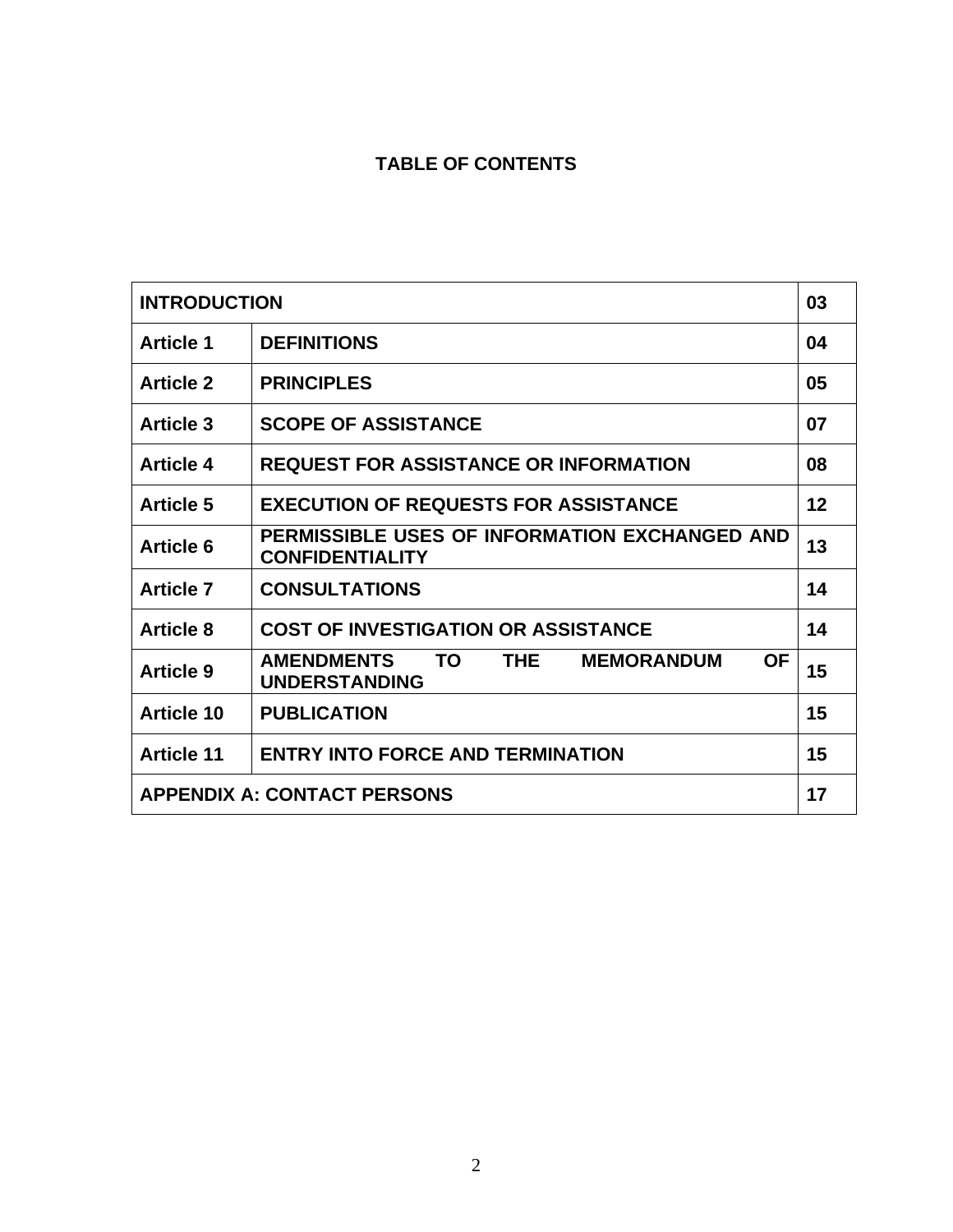# TABLE OF CONTENTS

| | | |
|---|---|---|
| **INTRODUCTION** | | **03** |
| **Article 1** | **DEFINITIONS** | **04** |
| **Article 2** | **PRINCIPLES** | **05** |
| **Article 3** | **SCOPE OF ASSISTANCE** | **07** |
| **Article 4** | **REQUEST FOR ASSISTANCE OR INFORMATION** | **08** |
| **Article 5** | **EXECUTION OF REQUESTS FOR ASSISTANCE** | **12** |
| **Article 6** | **PERMISSIBLE USES OF INFORMATION EXCHANGED AND CONFIDENTIALITY** | **13** |
| **Article 7** | **CONSULTATIONS** | **14** |
| **Article 8** | **COST OF INVESTIGATION OR ASSISTANCE** | **14** |
| **Article 9** | **AMENDMENTS TO THE MEMORANDUM OF UNDERSTANDING** | **15** |
| **Article 10** | **PUBLICATION** | **15** |
| **Article 11** | **ENTRY INTO FORCE AND TERMINATION** | **15** |
| **APPENDIX A: CONTACT PERSONS** | | **17** |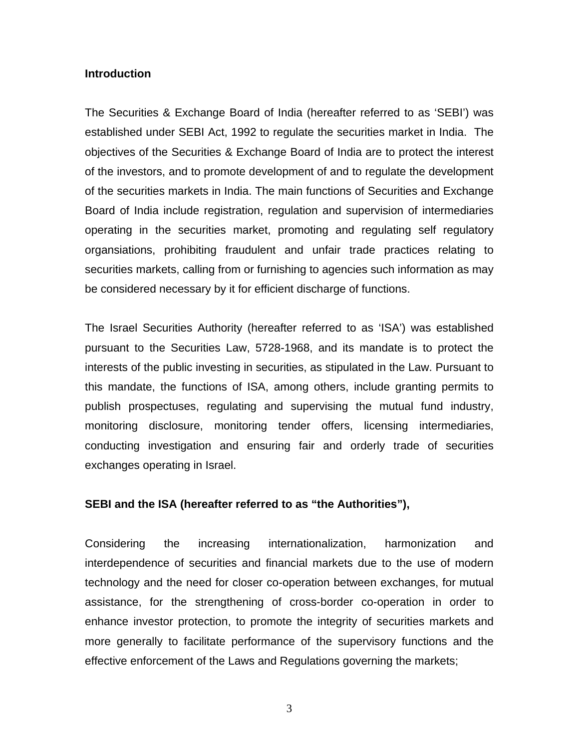**Introduction**

The Securities & Exchange Board of India (hereafter referred to as 'SEBI') was established under SEBI Act, 1992 to regulate the securities market in India. The objectives of the Securities & Exchange Board of India are to protect the interest of the investors, and to promote development of and to regulate the development of the securities markets in India. The main functions of Securities and Exchange Board of India include registration, regulation and supervision of intermediaries operating in the securities market, promoting and regulating self regulatory organsiations, prohibiting fraudulent and unfair trade practices relating to securities markets, calling from or furnishing to agencies such information as may be considered necessary by it for efficient discharge of functions.

The Israel Securities Authority (hereafter referred to as 'ISA') was established pursuant to the Securities Law, 5728-1968, and its mandate is to protect the interests of the public investing in securities, as stipulated in the Law. Pursuant to this mandate, the functions of ISA, among others, include granting permits to publish prospectuses, regulating and supervising the mutual fund industry, monitoring disclosure, monitoring tender offers, licensing intermediaries, conducting investigation and ensuring fair and orderly trade of securities exchanges operating in Israel.

**SEBI and the ISA (hereafter referred to as "the Authorities"),**

Considering the increasing internationalization, harmonization and interdependence of securities and financial markets due to the use of modern technology and the need for closer co-operation between exchanges, for mutual assistance, for the strengthening of cross-border co-operation in order to enhance investor protection, to promote the integrity of securities markets and more generally to facilitate performance of the supervisory functions and the effective enforcement of the Laws and Regulations governing the markets;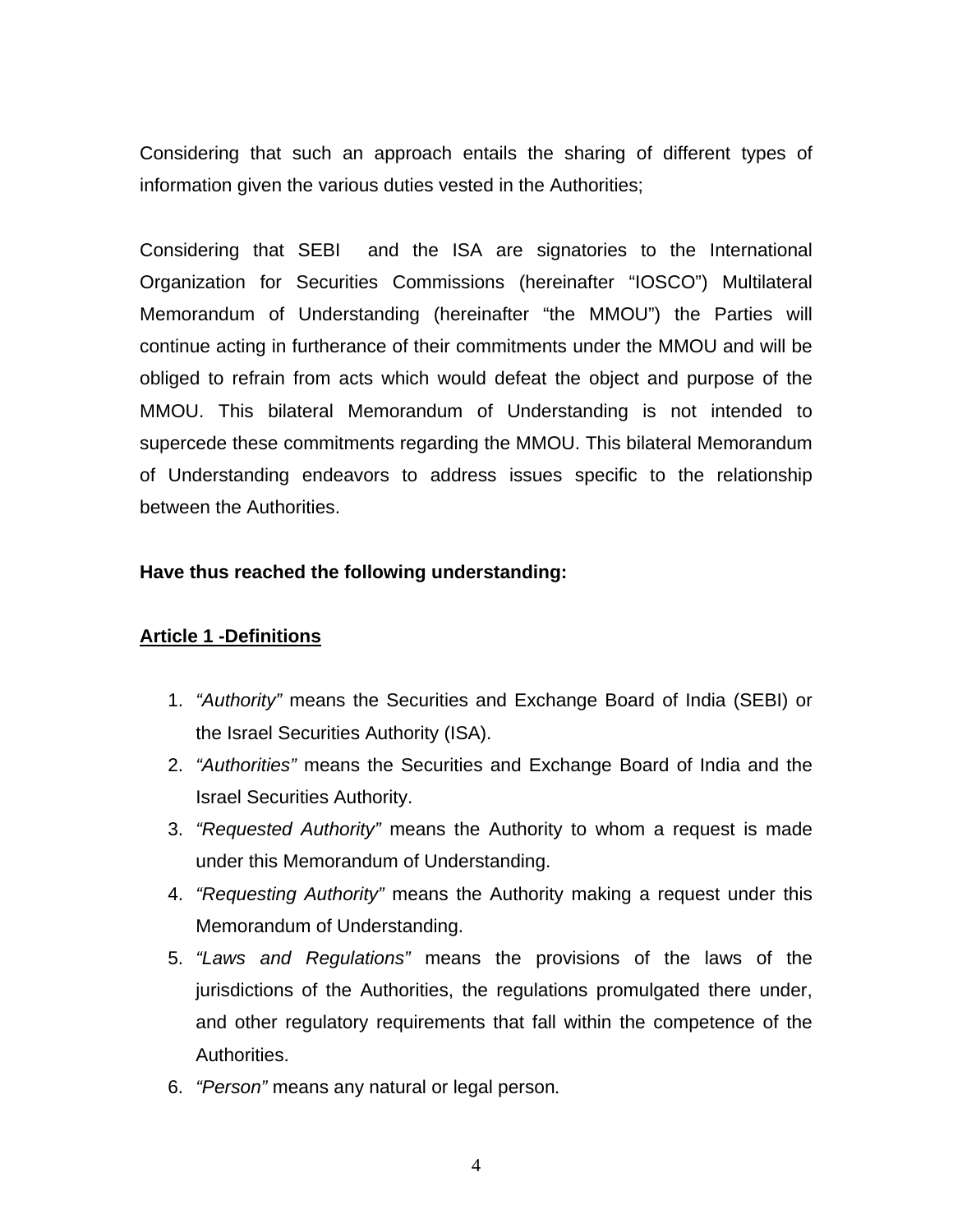Considering that such an approach entails the sharing of different types of information given the various duties vested in the Authorities;

Considering that SEBI and the ISA are signatories to the International Organization for Securities Commissions (hereinafter "IOSCO") Multilateral Memorandum of Understanding (hereinafter "the MMOU") the Parties will continue acting in furtherance of their commitments under the MMOU and will be obliged to refrain from acts which would defeat the object and purpose of the MMOU. This bilateral Memorandum of Understanding is not intended to supercede these commitments regarding the MMOU. This bilateral Memorandum of Understanding endeavors to address issues specific to the relationship between the Authorities.

**Have thus reached the following understanding:**

**Article 1 -Definitions**

1. *"Authority"* means the Securities and Exchange Board of India (SEBI) or the Israel Securities Authority (ISA).
2. *"Authorities"* means the Securities and Exchange Board of India and the Israel Securities Authority.
3. *"Requested Authority"* means the Authority to whom a request is made under this Memorandum of Understanding.
4. *"Requesting Authority"* means the Authority making a request under this Memorandum of Understanding.
5. *"Laws and Regulations"* means the provisions of the laws of the jurisdictions of the Authorities, the regulations promulgated there under, and other regulatory requirements that fall within the competence of the Authorities.
6. *"Person"* means any natural or legal person.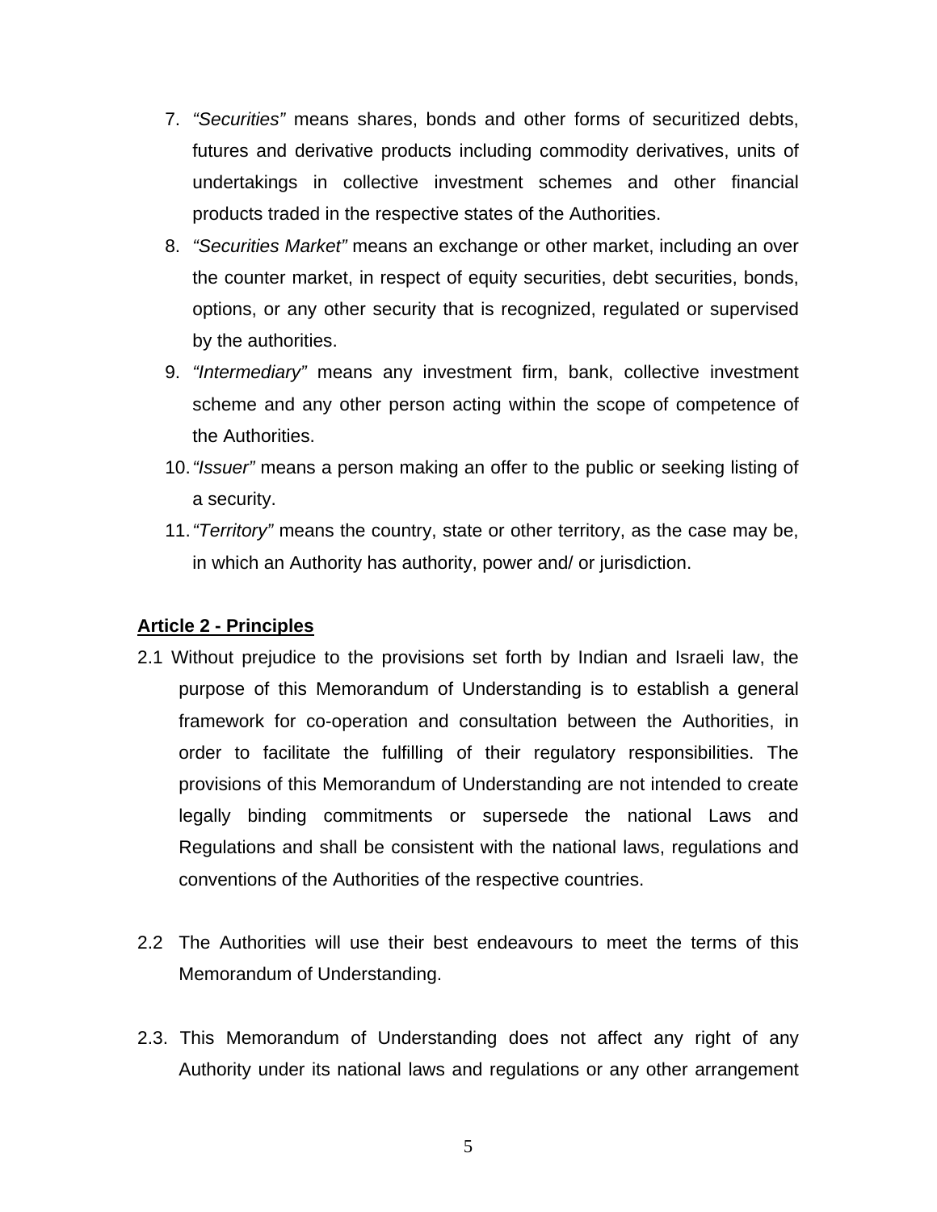7. *"Securities"* means shares, bonds and other forms of securitized debts, futures and derivative products including commodity derivatives, units of undertakings in collective investment schemes and other financial products traded in the respective states of the Authorities.
8. *"Securities Market"* means an exchange or other market, including an over the counter market, in respect of equity securities, debt securities, bonds, options, or any other security that is recognized, regulated or supervised by the authorities.
9. *"Intermediary"* means any investment firm, bank, collective investment scheme and any other person acting within the scope of competence of the Authorities.
10. *"Issuer"* means a person making an offer to the public or seeking listing of a security.
11. *"Territory"* means the country, state or other territory, as the case may be, in which an Authority has authority, power and/ or jurisdiction.

**Article 2 - Principles**

2.1 Without prejudice to the provisions set forth by Indian and Israeli law, the purpose of this Memorandum of Understanding is to establish a general framework for co-operation and consultation between the Authorities, in order to facilitate the fulfilling of their regulatory responsibilities. The provisions of this Memorandum of Understanding are not intended to create legally binding commitments or supersede the national Laws and Regulations and shall be consistent with the national laws, regulations and conventions of the Authorities of the respective countries.

2.2 The Authorities will use their best endeavours to meet the terms of this Memorandum of Understanding.

2.3. This Memorandum of Understanding does not affect any right of any Authority under its national laws and regulations or any other arrangement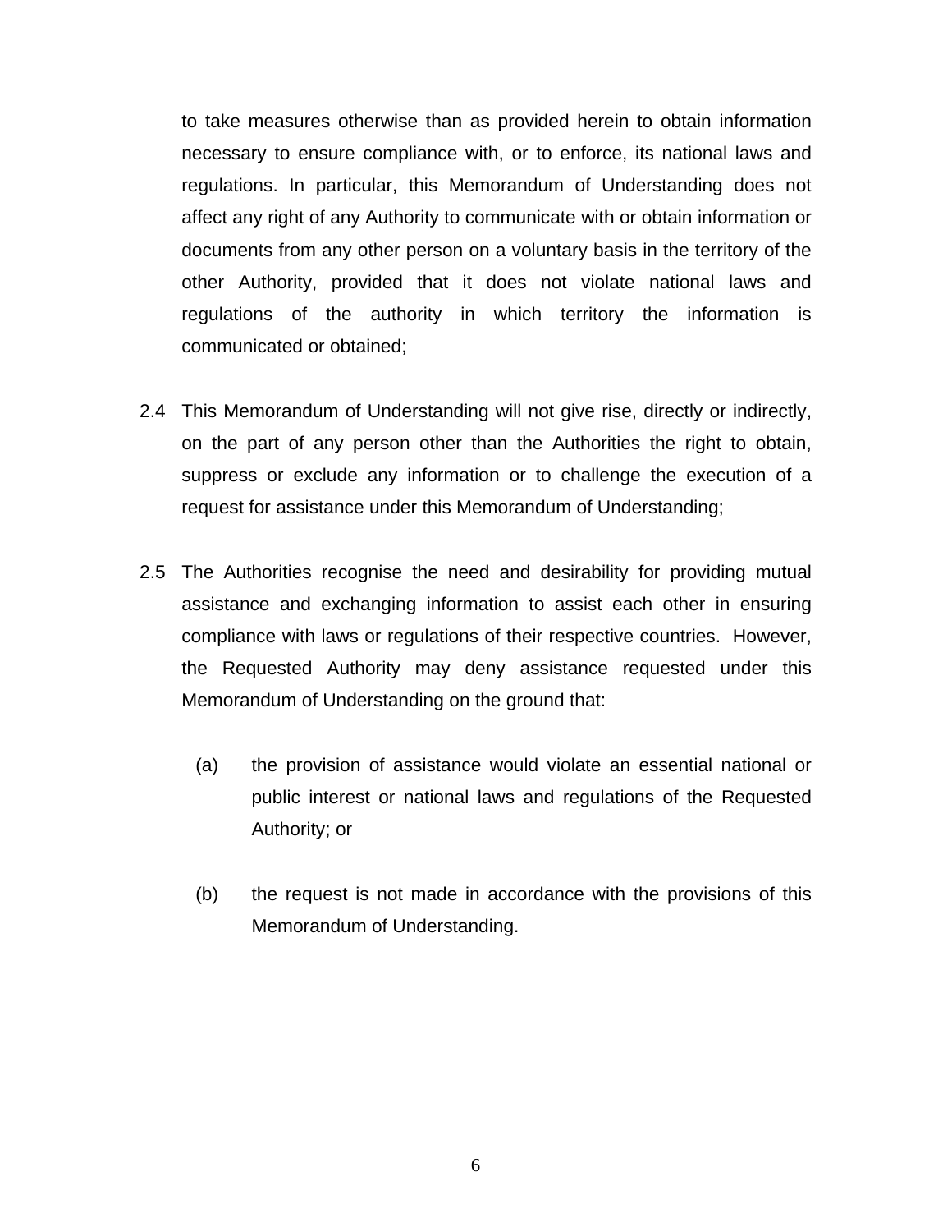to take measures otherwise than as provided herein to obtain information necessary to ensure compliance with, or to enforce, its national laws and regulations. In particular, this Memorandum of Understanding does not affect any right of any Authority to communicate with or obtain information or documents from any other person on a voluntary basis in the territory of the other Authority, provided that it does not violate national laws and regulations of the authority in which territory the information is communicated or obtained;

2.4 This Memorandum of Understanding will not give rise, directly or indirectly, on the part of any person other than the Authorities the right to obtain, suppress or exclude any information or to challenge the execution of a request for assistance under this Memorandum of Understanding;

2.5 The Authorities recognise the need and desirability for providing mutual assistance and exchanging information to assist each other in ensuring compliance with laws or regulations of their respective countries. However, the Requested Authority may deny assistance requested under this Memorandum of Understanding on the ground that:

(a) the provision of assistance would violate an essential national or public interest or national laws and regulations of the Requested Authority; or

(b) the request is not made in accordance with the provisions of this Memorandum of Understanding.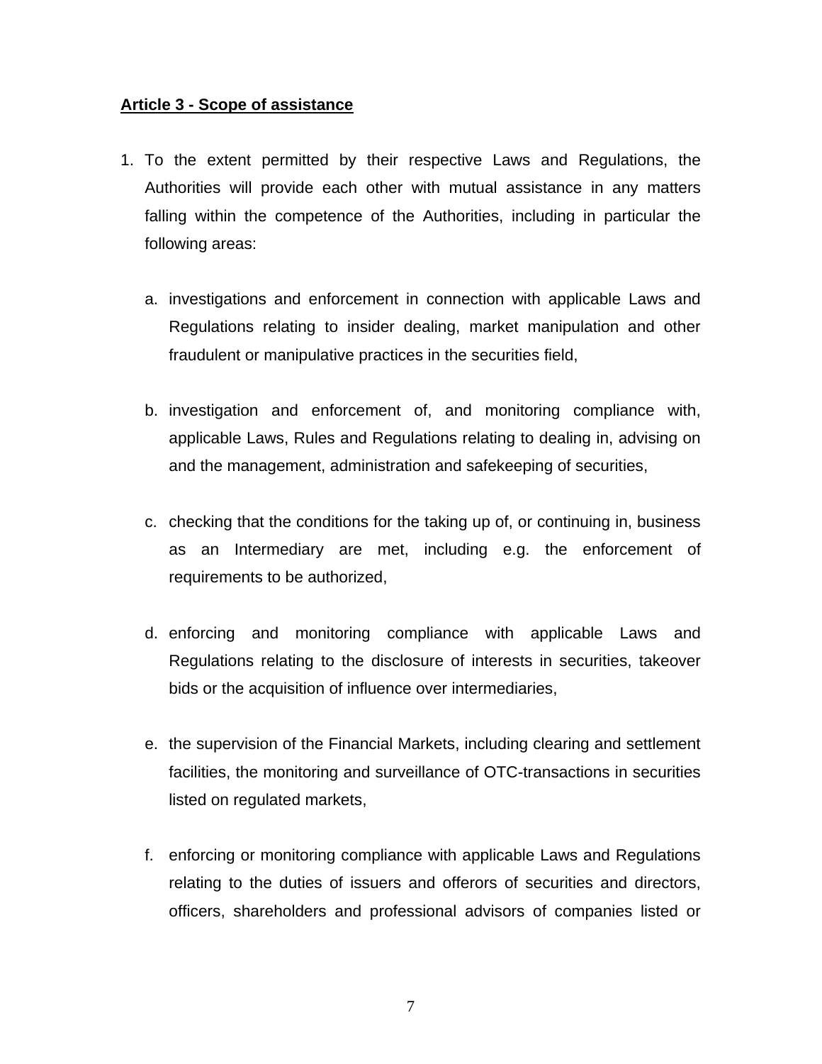**Article 3 - Scope of assistance**

1. To the extent permitted by their respective Laws and Regulations, the Authorities will provide each other with mutual assistance in any matters falling within the competence of the Authorities, including in particular the following areas:

   a. investigations and enforcement in connection with applicable Laws and Regulations relating to insider dealing, market manipulation and other fraudulent or manipulative practices in the securities field,

   b. investigation and enforcement of, and monitoring compliance with, applicable Laws, Rules and Regulations relating to dealing in, advising on and the management, administration and safekeeping of securities,

   c. checking that the conditions for the taking up of, or continuing in, business as an Intermediary are met, including e.g. the enforcement of requirements to be authorized,

   d. enforcing and monitoring compliance with applicable Laws and Regulations relating to the disclosure of interests in securities, takeover bids or the acquisition of influence over intermediaries,

   e. the supervision of the Financial Markets, including clearing and settlement facilities, the monitoring and surveillance of OTC-transactions in securities listed on regulated markets,

   f. enforcing or monitoring compliance with applicable Laws and Regulations relating to the duties of issuers and offerors of securities and directors, officers, shareholders and professional advisors of companies listed or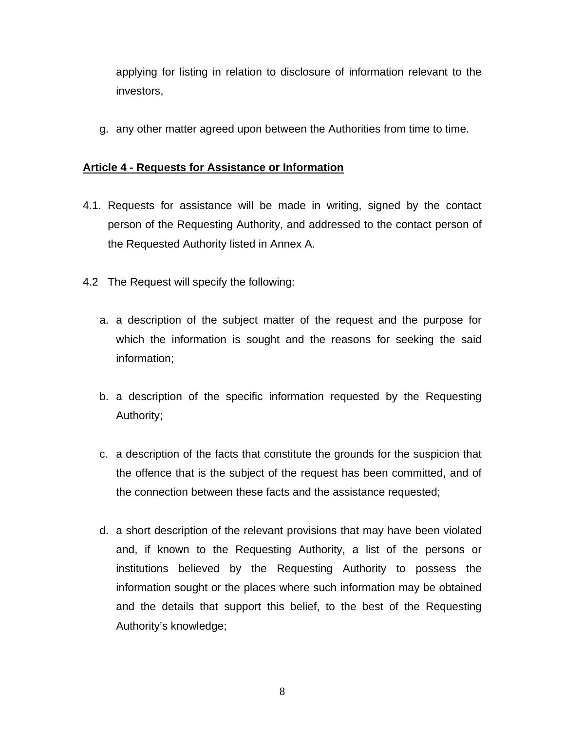applying for listing in relation to disclosure of information relevant to the investors,

g. any other matter agreed upon between the Authorities from time to time.

**Article 4 - Requests for Assistance or Information**

4.1. Requests for assistance will be made in writing, signed by the contact person of the Requesting Authority, and addressed to the contact person of the Requested Authority listed in Annex A.

4.2 The Request will specify the following:

a. a description of the subject matter of the request and the purpose for which the information is sought and the reasons for seeking the said information;

b. a description of the specific information requested by the Requesting Authority;

c. a description of the facts that constitute the grounds for the suspicion that the offence that is the subject of the request has been committed, and of the connection between these facts and the assistance requested;

d. a short description of the relevant provisions that may have been violated and, if known to the Requesting Authority, a list of the persons or institutions believed by the Requesting Authority to possess the information sought or the places where such information may be obtained and the details that support this belief, to the best of the Requesting Authority's knowledge;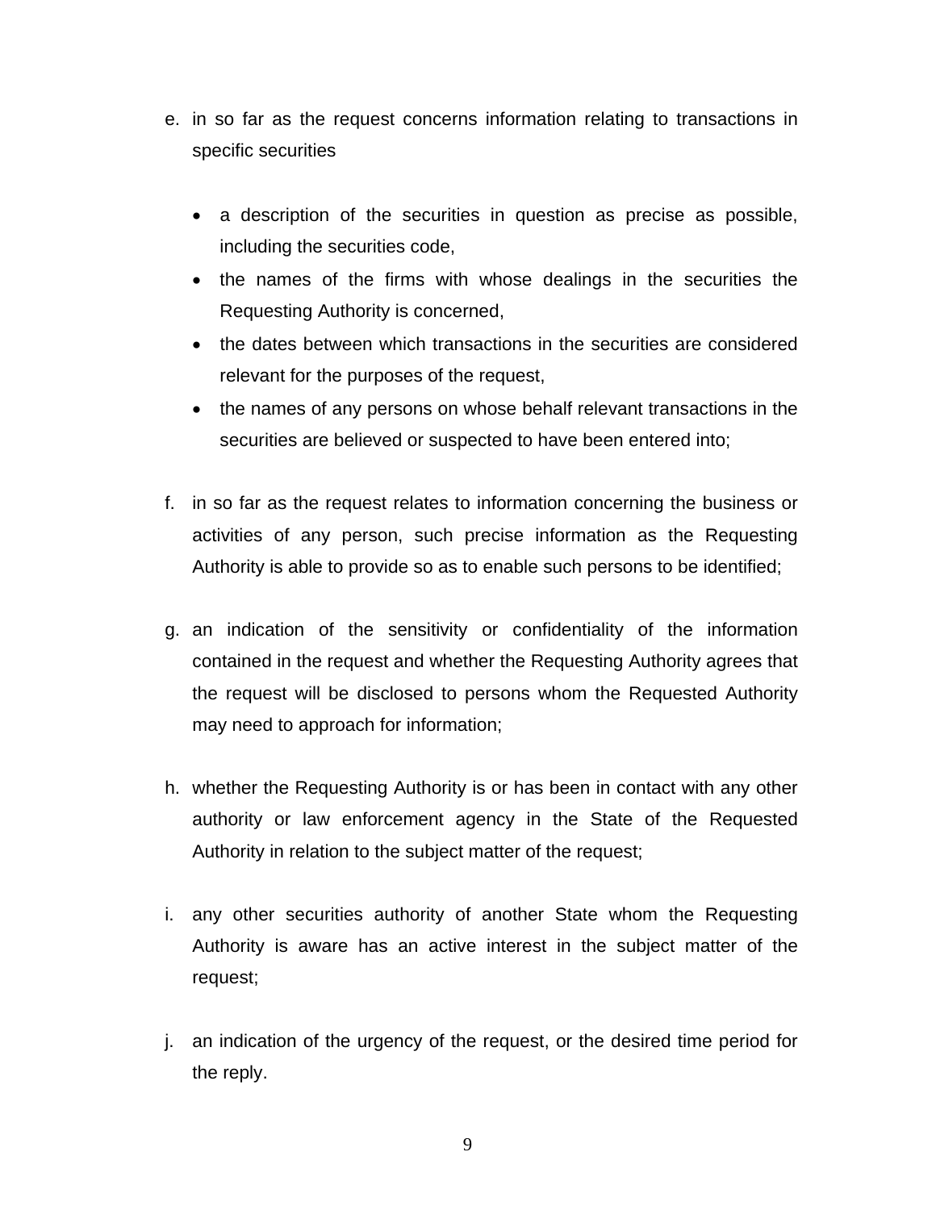e. in so far as the request concerns information relating to transactions in specific securities

   - a description of the securities in question as precise as possible, including the securities code,
   - the names of the firms with whose dealings in the securities the Requesting Authority is concerned,
   - the dates between which transactions in the securities are considered relevant for the purposes of the request,
   - the names of any persons on whose behalf relevant transactions in the securities are believed or suspected to have been entered into;

f. in so far as the request relates to information concerning the business or activities of any person, such precise information as the Requesting Authority is able to provide so as to enable such persons to be identified;

g. an indication of the sensitivity or confidentiality of the information contained in the request and whether the Requesting Authority agrees that the request will be disclosed to persons whom the Requested Authority may need to approach for information;

h. whether the Requesting Authority is or has been in contact with any other authority or law enforcement agency in the State of the Requested Authority in relation to the subject matter of the request;

i. any other securities authority of another State whom the Requesting Authority is aware has an active interest in the subject matter of the request;

j. an indication of the urgency of the request, or the desired time period for the reply.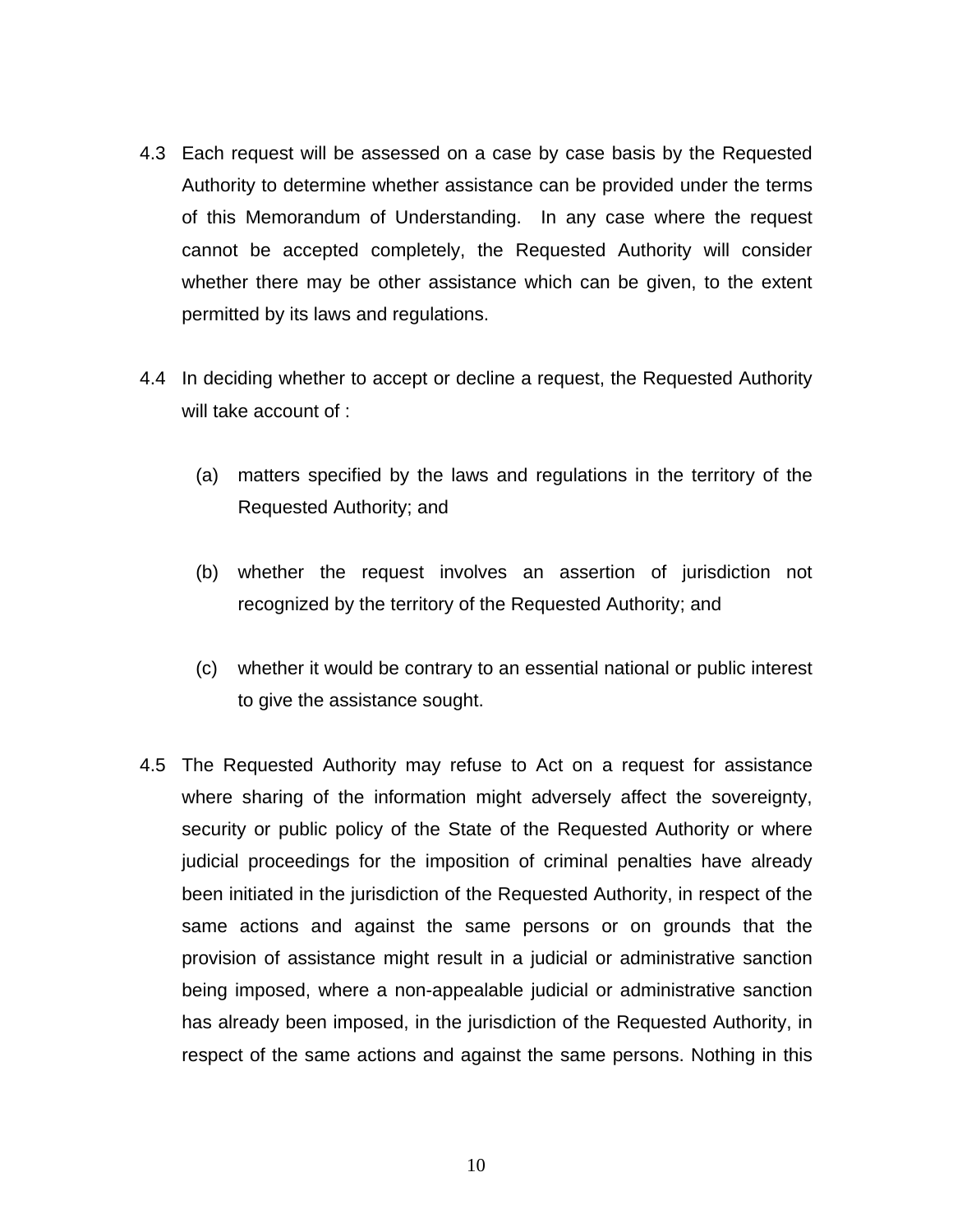4.3 Each request will be assessed on a case by case basis by the Requested Authority to determine whether assistance can be provided under the terms of this Memorandum of Understanding. In any case where the request cannot be accepted completely, the Requested Authority will consider whether there may be other assistance which can be given, to the extent permitted by its laws and regulations.

4.4 In deciding whether to accept or decline a request, the Requested Authority will take account of :

(a) matters specified by the laws and regulations in the territory of the Requested Authority; and

(b) whether the request involves an assertion of jurisdiction not recognized by the territory of the Requested Authority; and

(c) whether it would be contrary to an essential national or public interest to give the assistance sought.

4.5 The Requested Authority may refuse to Act on a request for assistance where sharing of the information might adversely affect the sovereignty, security or public policy of the State of the Requested Authority or where judicial proceedings for the imposition of criminal penalties have already been initiated in the jurisdiction of the Requested Authority, in respect of the same actions and against the same persons or on grounds that the provision of assistance might result in a judicial or administrative sanction being imposed, where a non-appealable judicial or administrative sanction has already been imposed, in the jurisdiction of the Requested Authority, in respect of the same actions and against the same persons. Nothing in this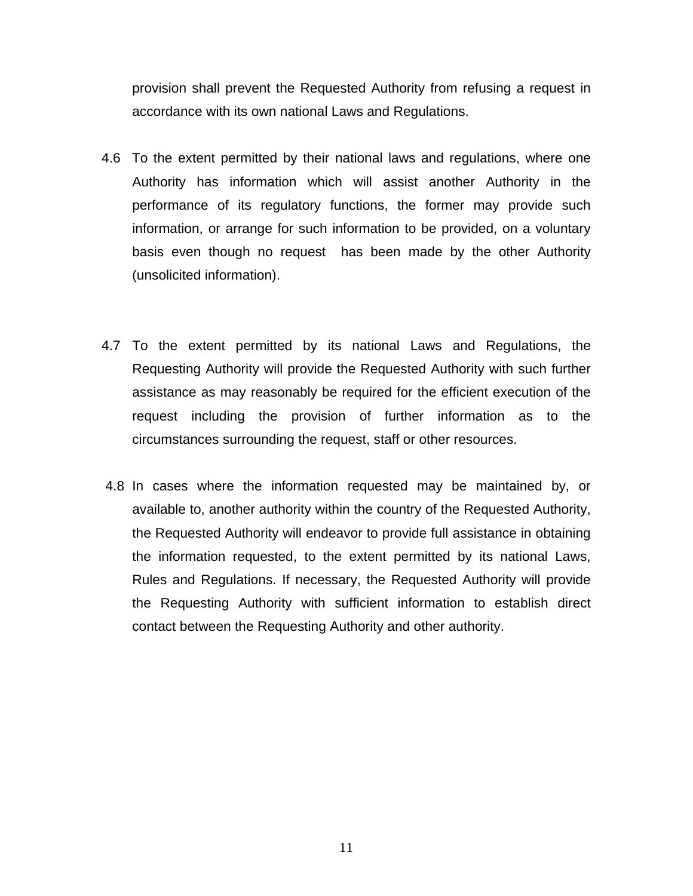provision shall prevent the Requested Authority from refusing a request in accordance with its own national Laws and Regulations.

4.6 To the extent permitted by their national laws and regulations, where one Authority has information which will assist another Authority in the performance of its regulatory functions, the former may provide such information, or arrange for such information to be provided, on a voluntary basis even though no request has been made by the other Authority (unsolicited information).

4.7 To the extent permitted by its national Laws and Regulations, the Requesting Authority will provide the Requested Authority with such further assistance as may reasonably be required for the efficient execution of the request including the provision of further information as to the circumstances surrounding the request, staff or other resources.

4.8 In cases where the information requested may be maintained by, or available to, another authority within the country of the Requested Authority, the Requested Authority will endeavor to provide full assistance in obtaining the information requested, to the extent permitted by its national Laws, Rules and Regulations. If necessary, the Requested Authority will provide the Requesting Authority with sufficient information to establish direct contact between the Requesting Authority and other authority.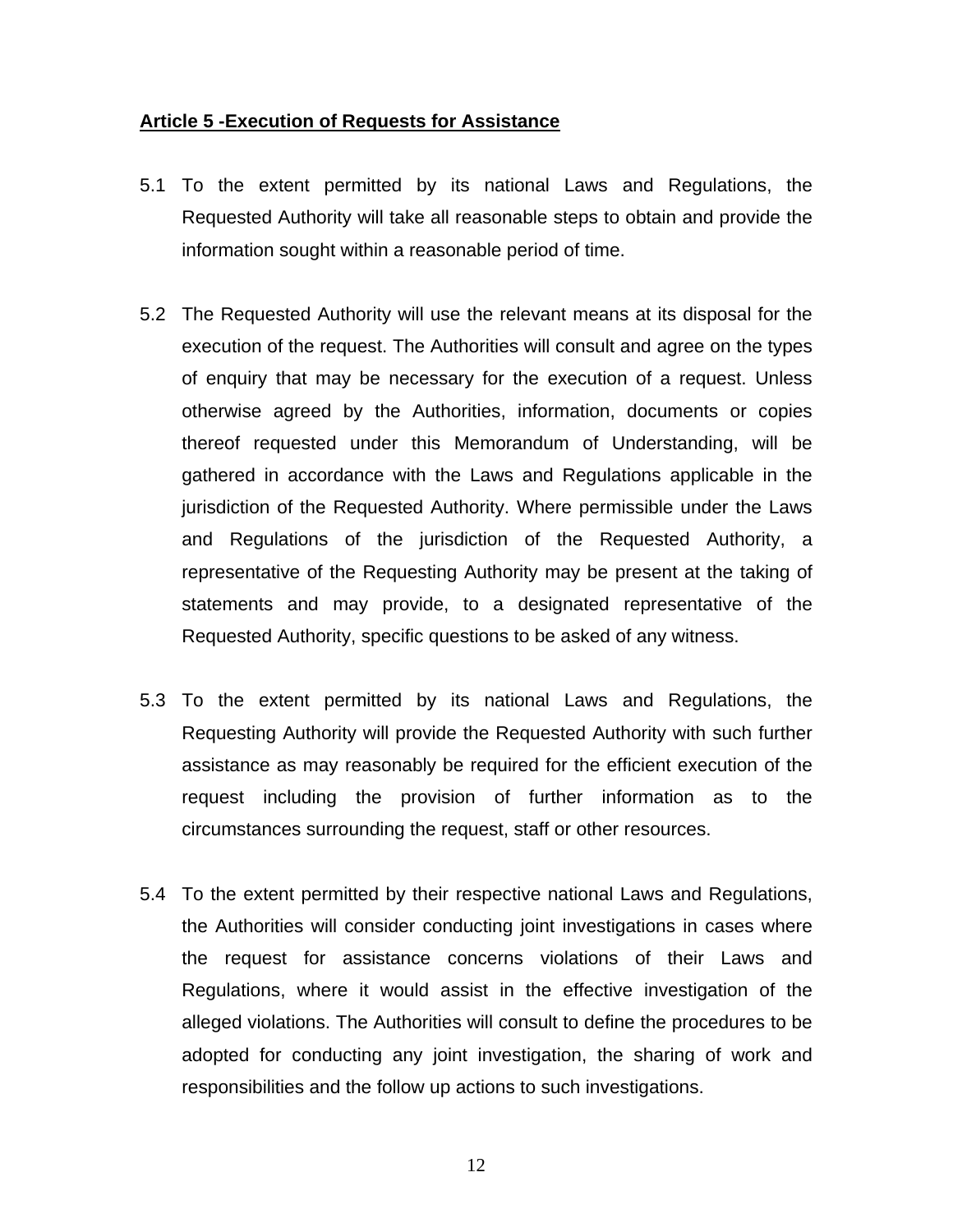**Article 5 -Execution of Requests for Assistance**

5.1 To the extent permitted by its national Laws and Regulations, the Requested Authority will take all reasonable steps to obtain and provide the information sought within a reasonable period of time.

5.2 The Requested Authority will use the relevant means at its disposal for the execution of the request. The Authorities will consult and agree on the types of enquiry that may be necessary for the execution of a request. Unless otherwise agreed by the Authorities, information, documents or copies thereof requested under this Memorandum of Understanding, will be gathered in accordance with the Laws and Regulations applicable in the jurisdiction of the Requested Authority. Where permissible under the Laws and Regulations of the jurisdiction of the Requested Authority, a representative of the Requesting Authority may be present at the taking of statements and may provide, to a designated representative of the Requested Authority, specific questions to be asked of any witness.

5.3 To the extent permitted by its national Laws and Regulations, the Requesting Authority will provide the Requested Authority with such further assistance as may reasonably be required for the efficient execution of the request including the provision of further information as to the circumstances surrounding the request, staff or other resources.

5.4 To the extent permitted by their respective national Laws and Regulations, the Authorities will consider conducting joint investigations in cases where the request for assistance concerns violations of their Laws and Regulations, where it would assist in the effective investigation of the alleged violations. The Authorities will consult to define the procedures to be adopted for conducting any joint investigation, the sharing of work and responsibilities and the follow up actions to such investigations.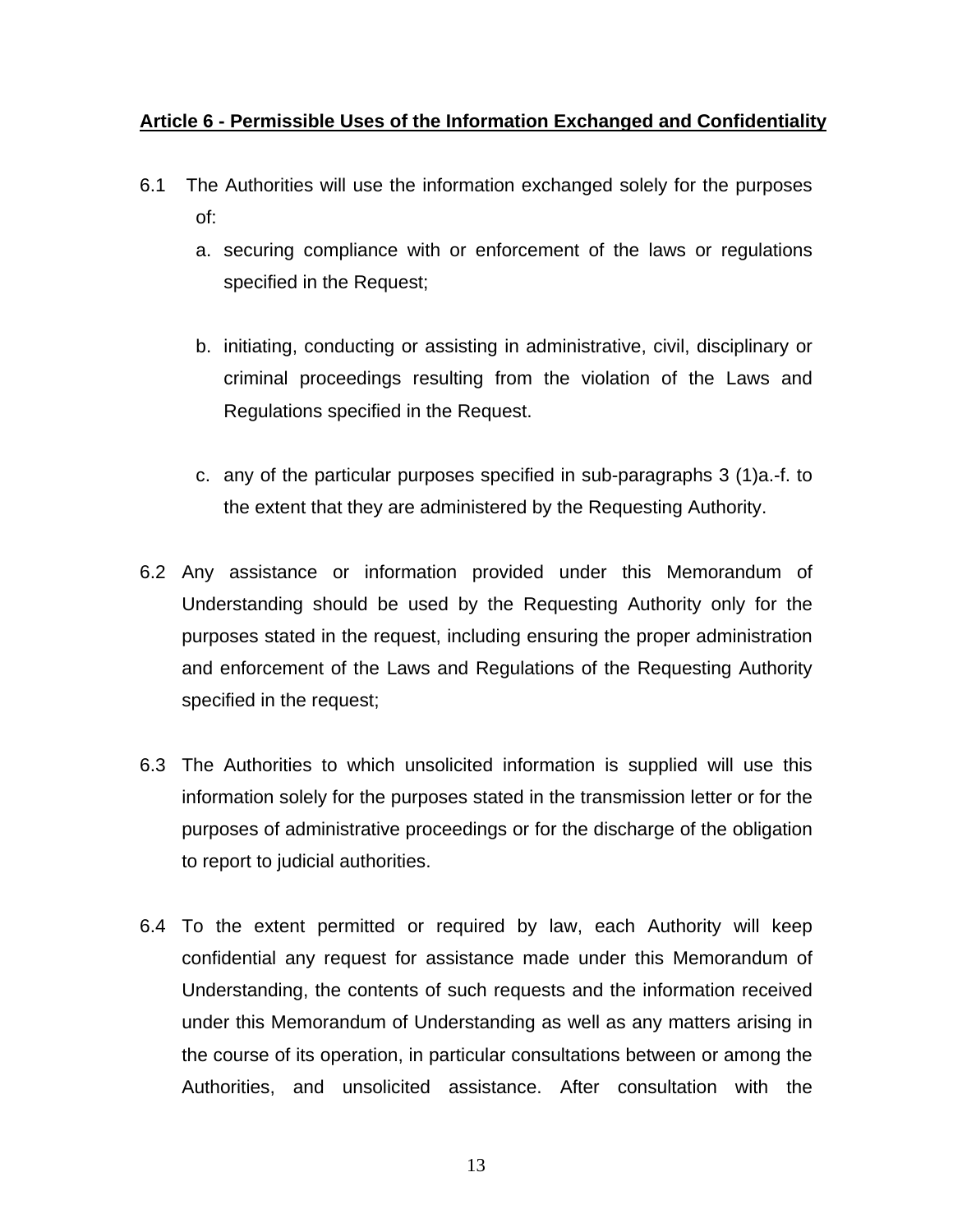**Article 6 - Permissible Uses of the Information Exchanged and Confidentiality**

6.1 The Authorities will use the information exchanged solely for the purposes of:

a. securing compliance with or enforcement of the laws or regulations specified in the Request;

b. initiating, conducting or assisting in administrative, civil, disciplinary or criminal proceedings resulting from the violation of the Laws and Regulations specified in the Request.

c. any of the particular purposes specified in sub-paragraphs 3 (1)a.-f. to the extent that they are administered by the Requesting Authority.

6.2 Any assistance or information provided under this Memorandum of Understanding should be used by the Requesting Authority only for the purposes stated in the request, including ensuring the proper administration and enforcement of the Laws and Regulations of the Requesting Authority specified in the request;

6.3 The Authorities to which unsolicited information is supplied will use this information solely for the purposes stated in the transmission letter or for the purposes of administrative proceedings or for the discharge of the obligation to report to judicial authorities.

6.4 To the extent permitted or required by law, each Authority will keep confidential any request for assistance made under this Memorandum of Understanding, the contents of such requests and the information received under this Memorandum of Understanding as well as any matters arising in the course of its operation, in particular consultations between or among the Authorities, and unsolicited assistance. After consultation with the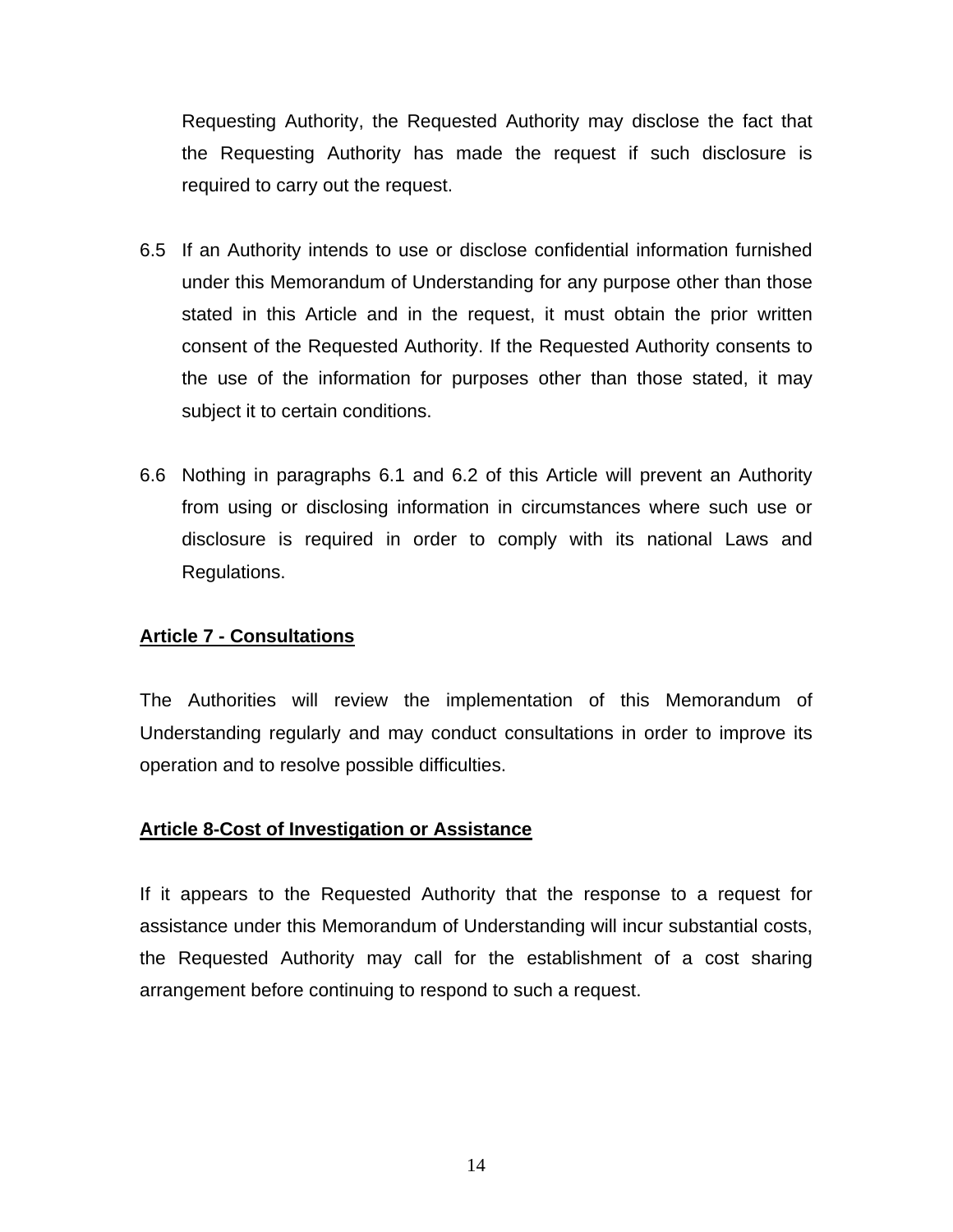Requesting Authority, the Requested Authority may disclose the fact that the Requesting Authority has made the request if such disclosure is required to carry out the request.

6.5 If an Authority intends to use or disclose confidential information furnished under this Memorandum of Understanding for any purpose other than those stated in this Article and in the request, it must obtain the prior written consent of the Requested Authority. If the Requested Authority consents to the use of the information for purposes other than those stated, it may subject it to certain conditions.

6.6 Nothing in paragraphs 6.1 and 6.2 of this Article will prevent an Authority from using or disclosing information in circumstances where such use or disclosure is required in order to comply with its national Laws and Regulations.

**Article 7 - Consultations**

The Authorities will review the implementation of this Memorandum of Understanding regularly and may conduct consultations in order to improve its operation and to resolve possible difficulties.

**Article 8-Cost of Investigation or Assistance**

If it appears to the Requested Authority that the response to a request for assistance under this Memorandum of Understanding will incur substantial costs, the Requested Authority may call for the establishment of a cost sharing arrangement before continuing to respond to such a request.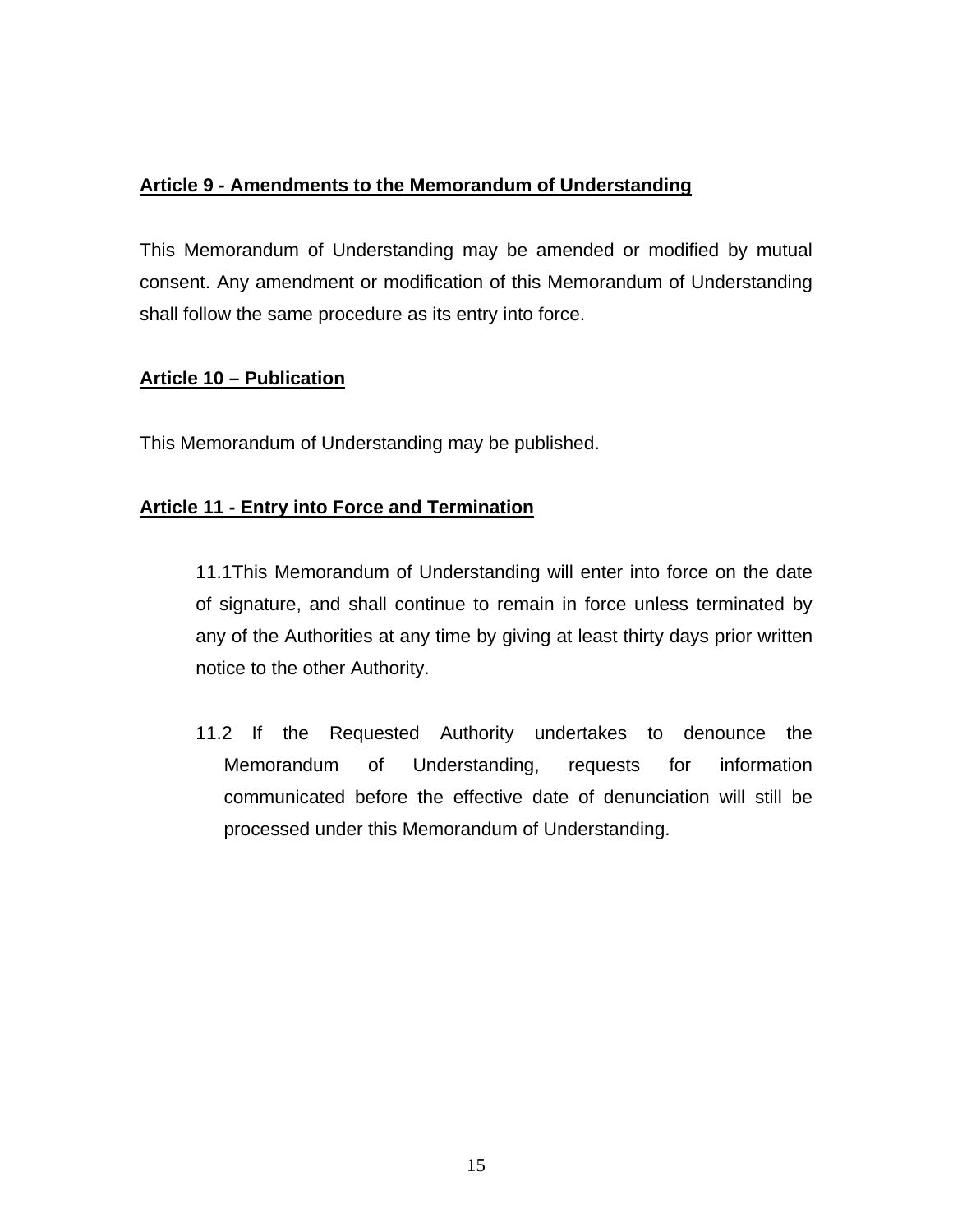**Article 9 - Amendments to the Memorandum of Understanding**

This Memorandum of Understanding may be amended or modified by mutual consent. Any amendment or modification of this Memorandum of Understanding shall follow the same procedure as its entry into force.

**Article 10 – Publication**

This Memorandum of Understanding may be published.

**Article 11 - Entry into Force and Termination**

11.1This Memorandum of Understanding will enter into force on the date of signature, and shall continue to remain in force unless terminated by any of the Authorities at any time by giving at least thirty days prior written notice to the other Authority.

11.2 If the Requested Authority undertakes to denounce the Memorandum of Understanding, requests for information communicated before the effective date of denunciation will still be processed under this Memorandum of Understanding.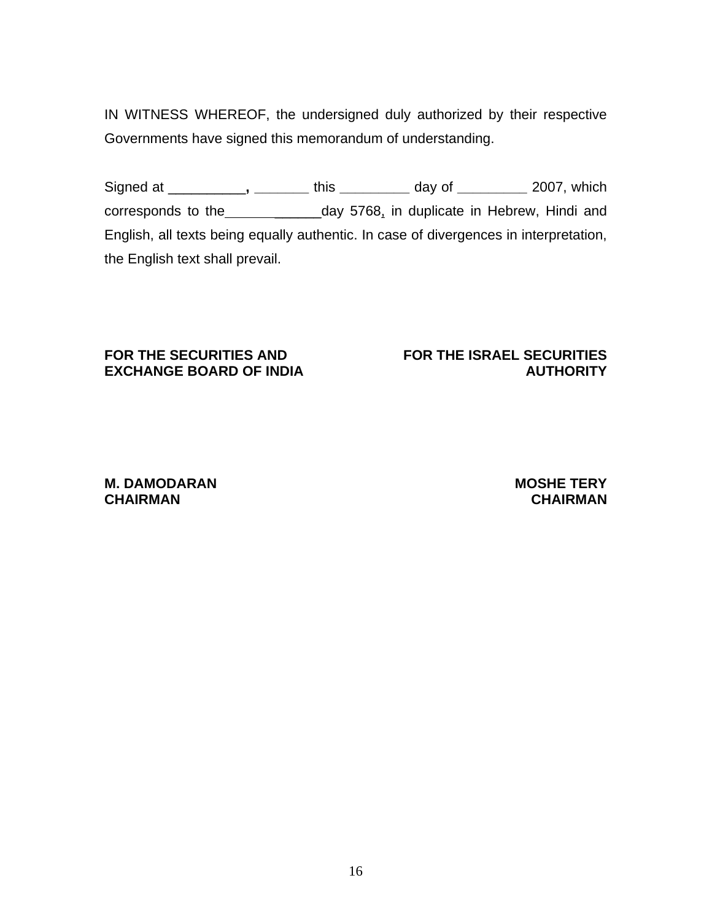IN WITNESS WHEREOF, the undersigned duly authorized by their respective Governments have signed this memorandum of understanding.

Signed at __________, _______ this _________ day of _________ 2007, which corresponds to the____________day 5768, in duplicate in Hebrew, Hindi and English, all texts being equally authentic. In case of divergences in interpretation, the English text shall prevail.

| **FOR THE SECURITIES AND EXCHANGE BOARD OF INDIA** | **FOR THE ISRAEL SECURITIES AUTHORITY** |
| --- | --- |
| **M. DAMODARAN**<br>**CHAIRMAN** | **MOSHE TERY**<br>**CHAIRMAN** |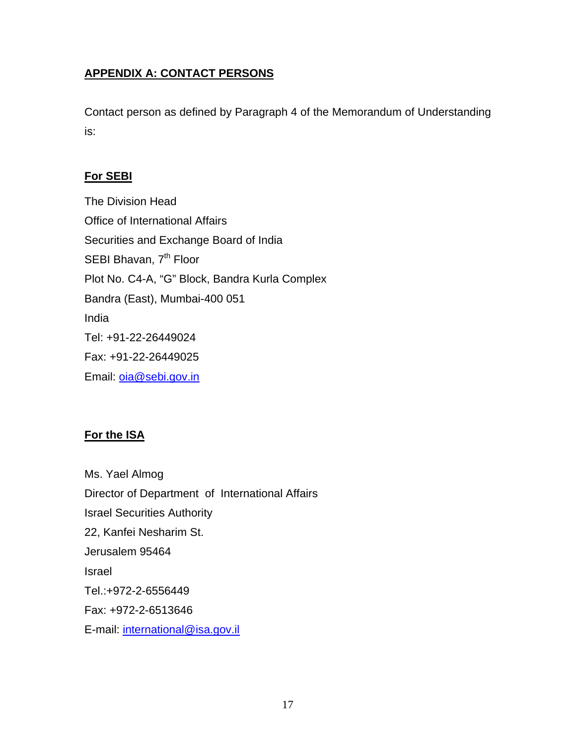## APPENDIX A: CONTACT PERSONS

Contact person as defined by Paragraph 4 of the Memorandum of Understanding is:

### For SEBI

The Division Head  
Office of International Affairs  
Securities and Exchange Board of India  
SEBI Bhavan, 7th Floor  
Plot No. C4-A, "G" Block, Bandra Kurla Complex  
Bandra (East), Mumbai-400 051  
India  
Tel: +91-22-26449024  
Fax: +91-22-26449025  
Email: oia@sebi.gov.in

### For the ISA

Ms. Yael Almog  
Director of Department of International Affairs  
Israel Securities Authority  
22, Kanfei Nesharim St.  
Jerusalem 95464  
Israel  
Tel.:+972-2-6556449  
Fax: +972-2-6513646  
E-mail: international@isa.gov.il